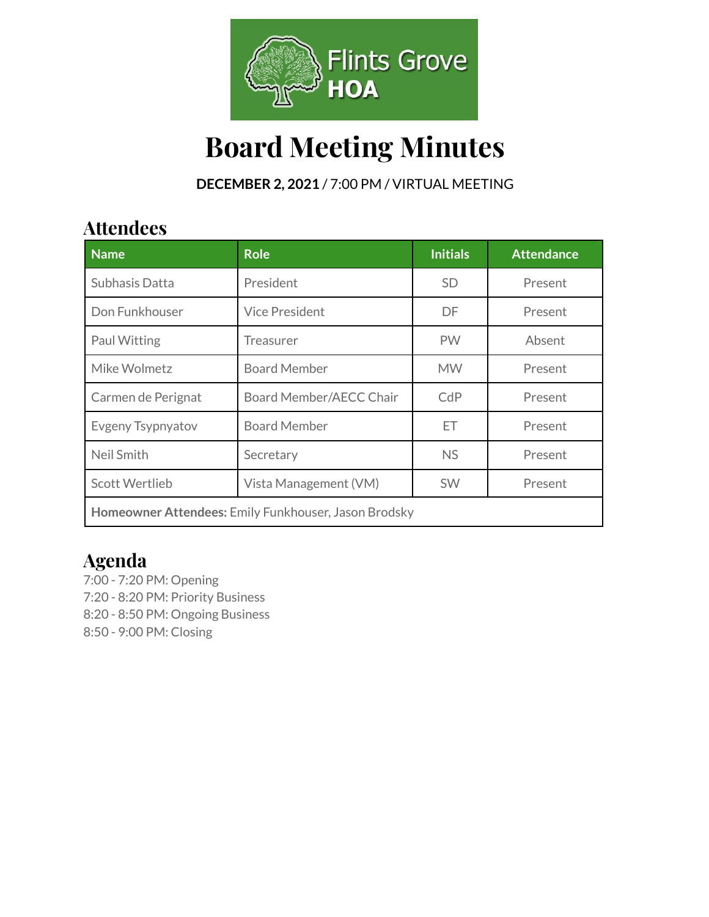Flints Grove HOA

# Board Meeting Minutes

**DECEMBER 2, 2021** / 7:00 PM / VIRTUAL MEETING

## Attendees

| Name | Role | Initials | Attendance |
|---|---|---|---|
| Subhasis Datta | President | SD | Present |
| Don Funkhouser | Vice President | DF | Present |
| Paul Witting | Treasurer | PW | Absent |
| Mike Wolmetz | Board Member | MW | Present |
| Carmen de Perignat | Board Member/AECC Chair | CdP | Present |
| Evgeny Tsypnyatov | Board Member | ET | Present |
| Neil Smith | Secretary | NS | Present |
| Scott Wertlieb | Vista Management (VM) | SW | Present |
| **Homeowner Attendees:** Emily Funkhouser, Jason Brodsky | | | |

## Agenda

7:00 - 7:20 PM: Opening
7:20 - 8:20 PM: Priority Business
8:20 - 8:50 PM: Ongoing Business
8:50 - 9:00 PM: Closing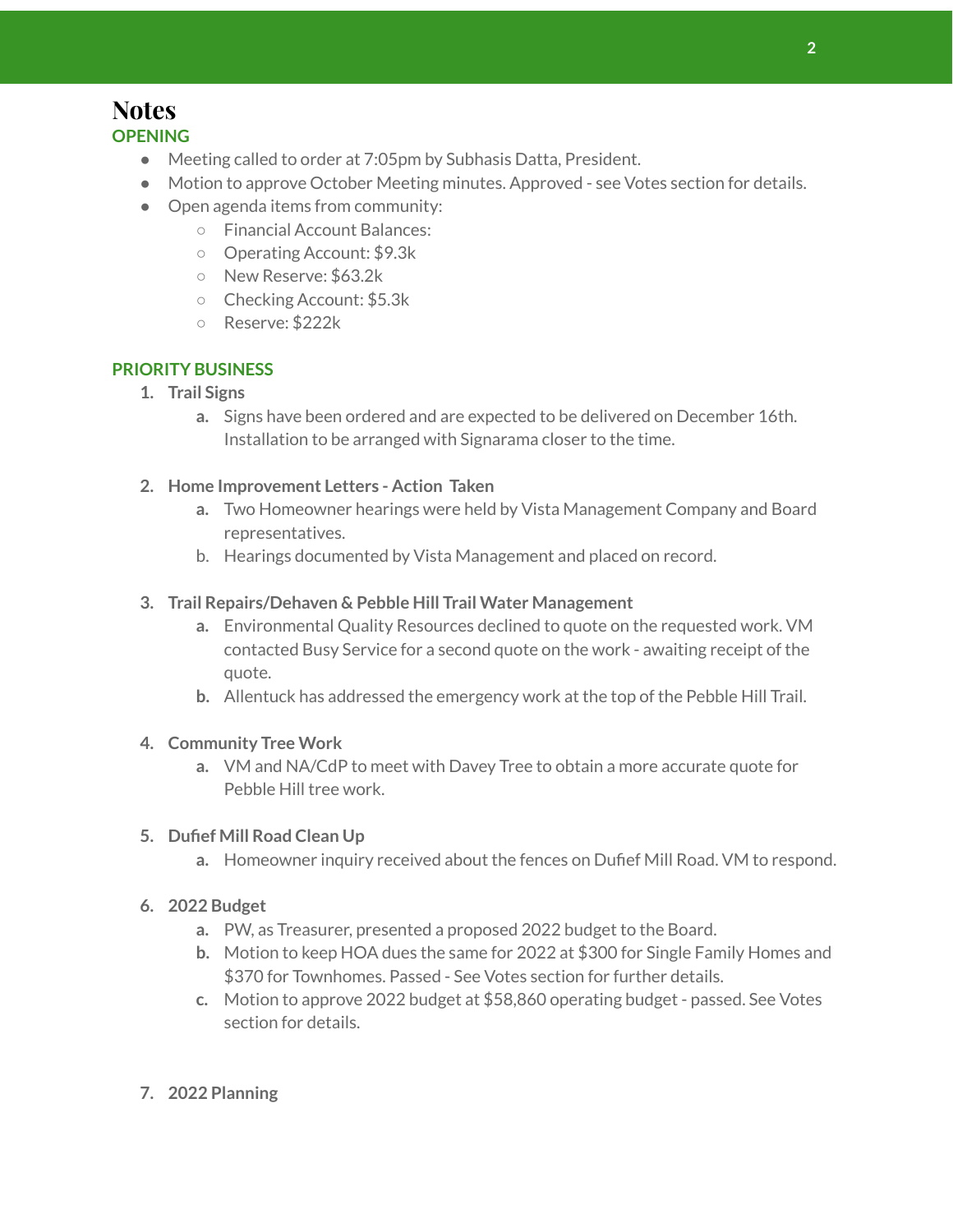# Notes

## OPENING

- Meeting called to order at 7:05pm by Subhasis Datta, President.
- Motion to approve October Meeting minutes. Approved - see Votes section for details.
- Open agenda items from community:
  - Financial Account Balances:
  - Operating Account: $9.3k
  - New Reserve: $63.2k
  - Checking Account: $5.3k
  - Reserve: $222k

## PRIORITY BUSINESS

1. **Trail Signs**
   a. Signs have been ordered and are expected to be delivered on December 16th. Installation to be arranged with Signarama closer to the time.

2. **Home Improvement Letters - Action Taken**
   a. Two Homeowner hearings were held by Vista Management Company and Board representatives.
   b. Hearings documented by Vista Management and placed on record.

3. **Trail Repairs/Dehaven & Pebble Hill Trail Water Management**
   a. Environmental Quality Resources declined to quote on the requested work. VM contacted Busy Service for a second quote on the work - awaiting receipt of the quote.
   b. Allentuck has addressed the emergency work at the top of the Pebble Hill Trail.

4. **Community Tree Work**
   a. VM and NA/CdP to meet with Davey Tree to obtain a more accurate quote for Pebble Hill tree work.

5. **Dufief Mill Road Clean Up**
   a. Homeowner inquiry received about the fences on Dufief Mill Road. VM to respond.

6. **2022 Budget**
   a. PW, as Treasurer, presented a proposed 2022 budget to the Board.
   b. Motion to keep HOA dues the same for 2022 at $300 for Single Family Homes and $370 for Townhomes. Passed - See Votes section for further details.
   c. Motion to approve 2022 budget at $58,860 operating budget - passed. See Votes section for details.

7. **2022 Planning**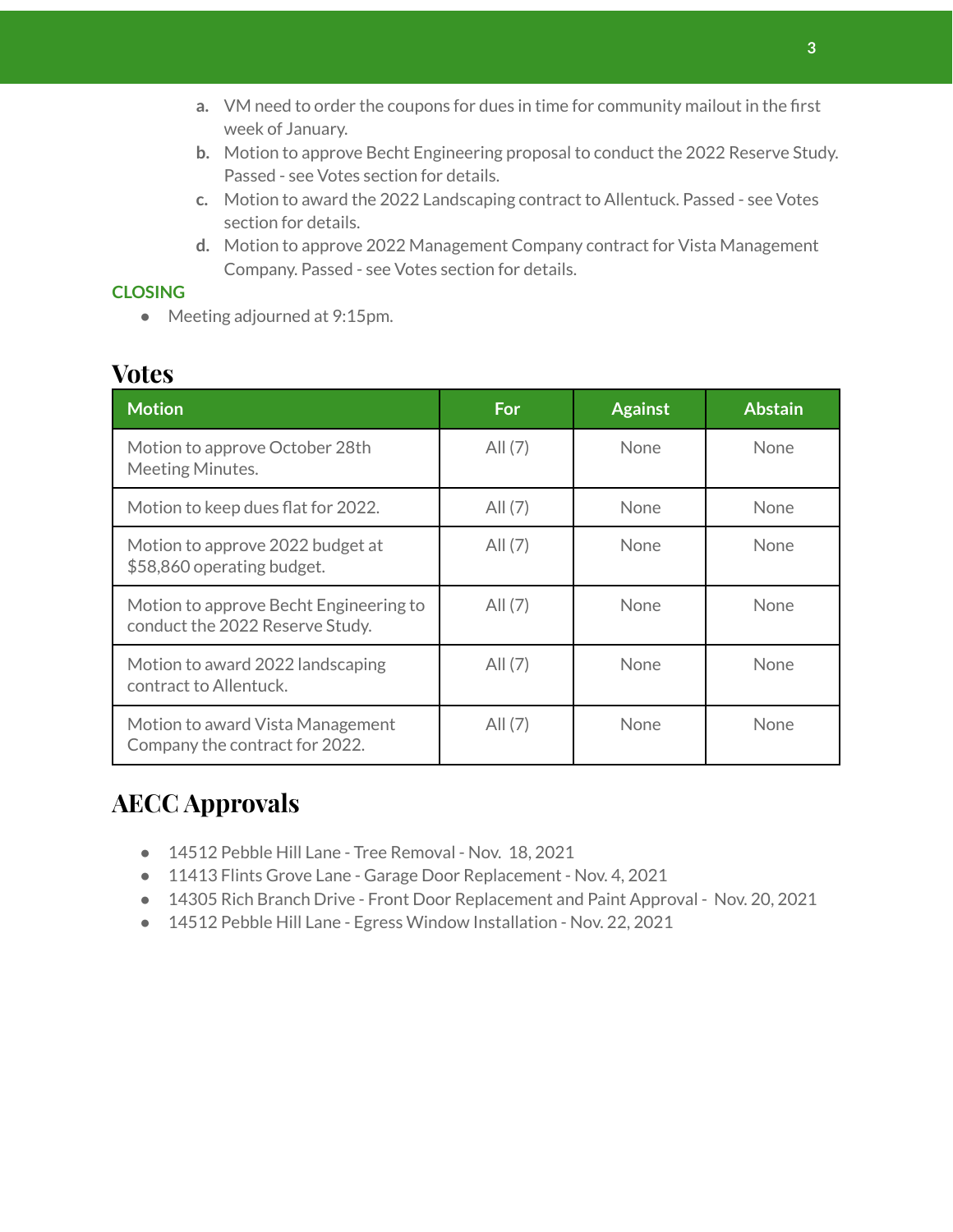a. VM need to order the coupons for dues in time for community mailout in the first week of January.
b. Motion to approve Becht Engineering proposal to conduct the 2022 Reserve Study. Passed - see Votes section for details.
c. Motion to award the 2022 Landscaping contract to Allentuck. Passed - see Votes section for details.
d. Motion to approve 2022 Management Company contract for Vista Management Company. Passed - see Votes section for details.

**CLOSING**

- Meeting adjourned at 9:15pm.

# Votes

| Motion | For | Against | Abstain |
| --- | --- | --- | --- |
| Motion to approve October 28th Meeting Minutes. | All (7) | None | None |
| Motion to keep dues flat for 2022. | All (7) | None | None |
| Motion to approve 2022 budget at $58,860 operating budget. | All (7) | None | None |
| Motion to approve Becht Engineering to conduct the 2022 Reserve Study. | All (7) | None | None |
| Motion to award 2022 landscaping contract to Allentuck. | All (7) | None | None |
| Motion to award Vista Management Company the contract for 2022. | All (7) | None | None |

# AECC Approvals

- 14512 Pebble Hill Lane - Tree Removal - Nov. 18, 2021
- 11413 Flints Grove Lane - Garage Door Replacement - Nov. 4, 2021
- 14305 Rich Branch Drive - Front Door Replacement and Paint Approval - Nov. 20, 2021
- 14512 Pebble Hill Lane - Egress Window Installation - Nov. 22, 2021